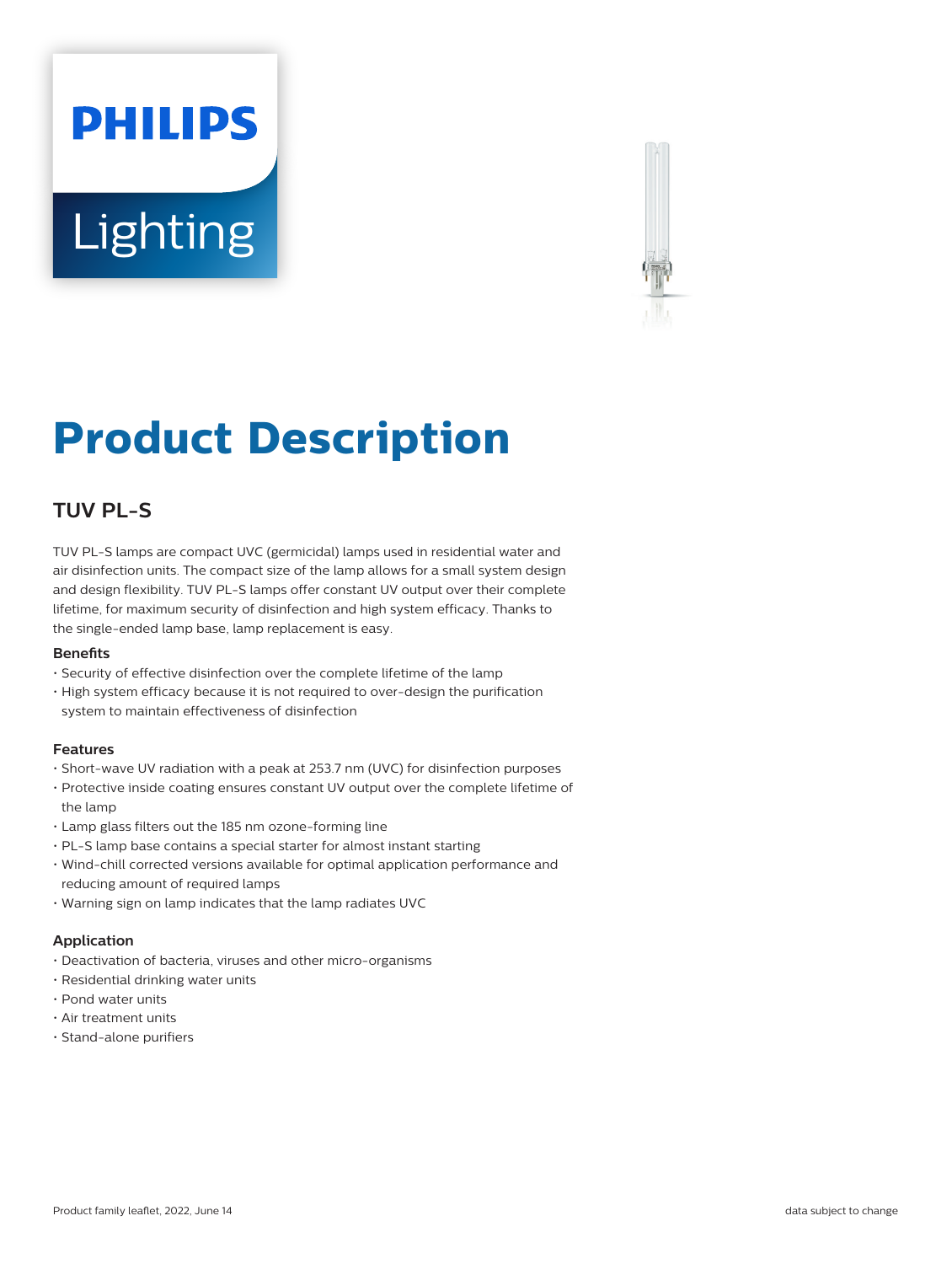PHILIPS

Lighting

# Product Description

## TUV PL-S

TUV PL-S lamps are compact UVC (germicidal) lamps used in residential water and air disinfection units. The compact size of the lamp allows for a small system design and design flexibility. TUV PL-S lamps offer constant UV output over their complete lifetime, for maximum security of disinfection and high system efficacy. Thanks to the single-ended lamp base, lamp replacement is easy.

#### Benefits

- Security of effective disinfection over the complete lifetime of the lamp
- High system efficacy because it is not required to over-design the purification system to maintain effectiveness of disinfection

#### Features

- Short-wave UV radiation with a peak at 253.7 nm (UVC) for disinfection purposes
- Protective inside coating ensures constant UV output over the complete lifetime of the lamp
- Lamp glass filters out the 185 nm ozone-forming line
- PL-S lamp base contains a special starter for almost instant starting
- Wind-chill corrected versions available for optimal application performance and reducing amount of required lamps
- Warning sign on lamp indicates that the lamp radiates UVC

#### Application

- Deactivation of bacteria, viruses and other micro-organisms
- Residential drinking water units
- Pond water units
- Air treatment units
- Stand-alone purifiers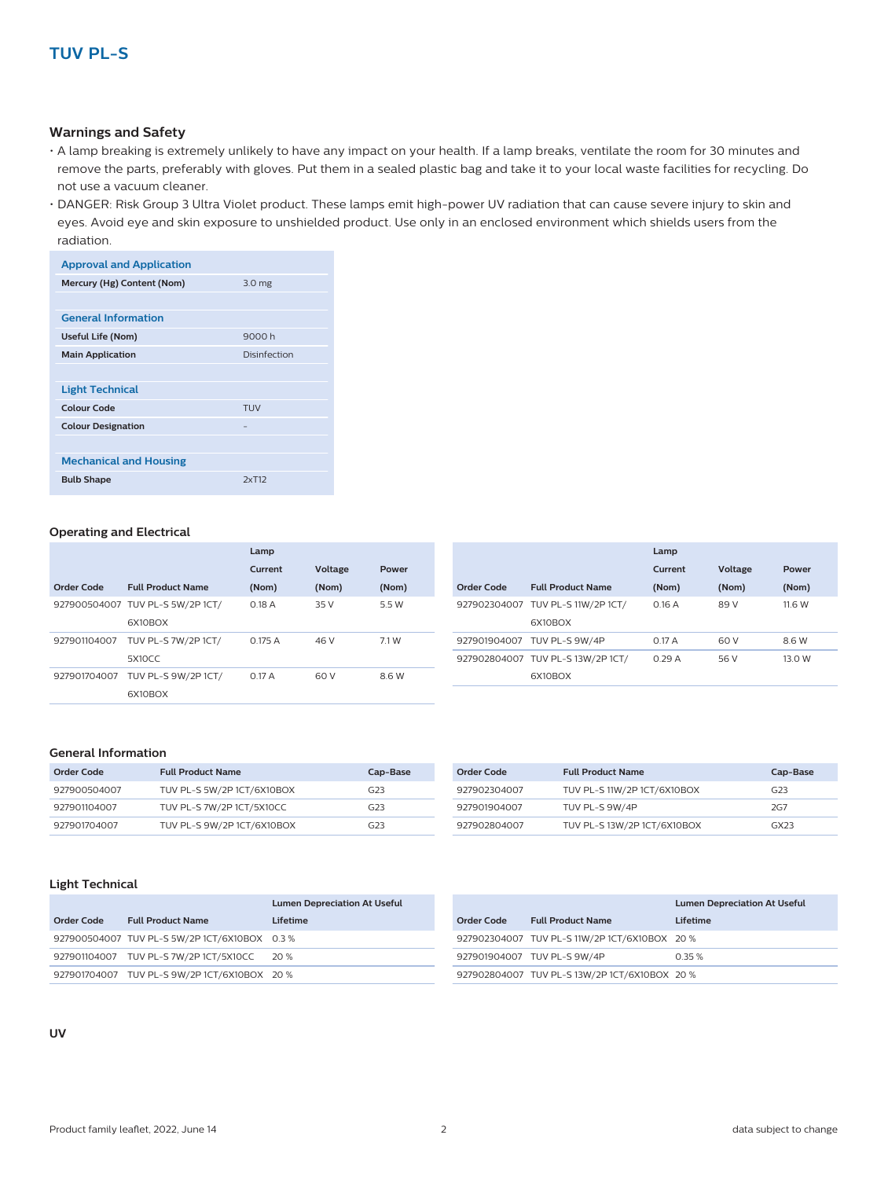# TUV PL-S

## Warnings and Safety

- A lamp breaking is extremely unlikely to have any impact on your health. If a lamp breaks, ventilate the room for 30 minutes and remove the parts, preferably with gloves. Put them in a sealed plastic bag and take it to your local waste facilities for recycling. Do not use a vacuum cleaner.
- DANGER: Risk Group 3 Ultra Violet product. These lamps emit high-power UV radiation that can cause severe injury to skin and eyes. Avoid eye and skin exposure to unshielded product. Use only in an enclosed environment which shields users from the radiation.

| Approval and Application | |
|---|---|
| **Mercury (Hg) Content (Nom)** | 3.0 mg |
| **General Information** | |
| **Useful Life (Nom)** | 9000 h |
| **Main Application** | Disinfection |
| **Light Technical** | |
| **Colour Code** | TUV |
| **Colour Designation** | - |
| **Mechanical and Housing** | |
| **Bulb Shape** | 2xT12 |

## Operating and Electrical

| Order Code | Full Product Name | Lamp Current (Nom) | Voltage (Nom) | Power (Nom) |
|---|---|---|---|---|
| 927900504007 | TUV PL-S 5W/2P 1CT/6X10BOX | 0.18 A | 35 V | 5.5 W |
| 927901104007 | TUV PL-S 7W/2P 1CT/5X10CC | 0.175 A | 46 V | 7.1 W |
| 927901704007 | TUV PL-S 9W/2P 1CT/6X10BOX | 0.17 A | 60 V | 8.6 W |
| 927902304007 | TUV PL-S 11W/2P 1CT/6X10BOX | 0.16 A | 89 V | 11.6 W |
| 927901904007 | TUV PL-S 9W/4P | 0.17 A | 60 V | 8.6 W |
| 927902804007 | TUV PL-S 13W/2P 1CT/6X10BOX | 0.29 A | 56 V | 13.0 W |

## General Information

| Order Code | Full Product Name | Cap-Base |
|---|---|---|
| 927900504007 | TUV PL-S 5W/2P 1CT/6X10BOX | G23 |
| 927901104007 | TUV PL-S 7W/2P 1CT/5X10CC | G23 |
| 927901704007 | TUV PL-S 9W/2P 1CT/6X10BOX | G23 |
| 927902304007 | TUV PL-S 11W/2P 1CT/6X10BOX | G23 |
| 927901904007 | TUV PL-S 9W/4P | 2G7 |
| 927902804007 | TUV PL-S 13W/2P 1CT/6X10BOX | GX23 |

## Light Technical

| Order Code | Full Product Name | Lumen Depreciation At Useful Lifetime |
|---|---|---|
| 927900504007 | TUV PL-S 5W/2P 1CT/6X10BOX | 0.3 % |
| 927901104007 | TUV PL-S 7W/2P 1CT/5X10CC | 20 % |
| 927901704007 | TUV PL-S 9W/2P 1CT/6X10BOX | 20 % |
| 927902304007 | TUV PL-S 11W/2P 1CT/6X10BOX | 20 % |
| 927901904007 | TUV PL-S 9W/4P | 0.35 % |
| 927902804007 | TUV PL-S 13W/2P 1CT/6X10BOX | 20 % |

## UV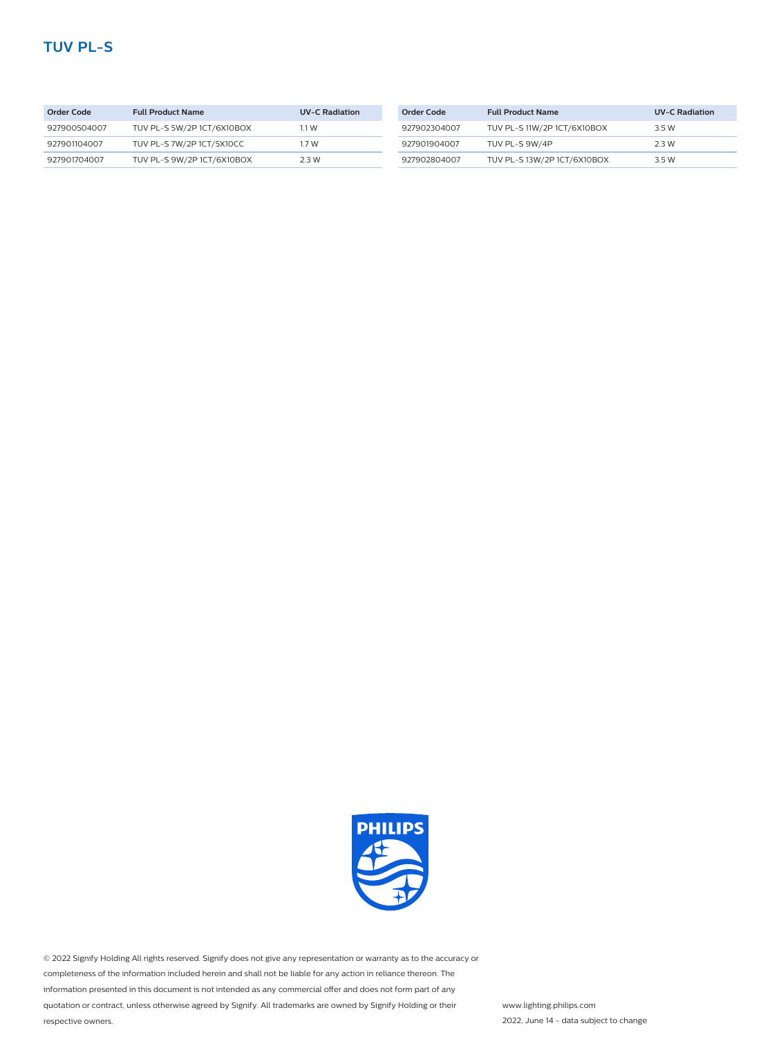## TUV PL-S

| Order Code | Full Product Name | UV-C Radiation |
| --- | --- | --- |
| 927900504007 | TUV PL-S 5W/2P 1CT/6X10BOX | 1.1 W |
| 927901104007 | TUV PL-S 7W/2P 1CT/5X10CC | 1.7 W |
| 927901704007 | TUV PL-S 9W/2P 1CT/6X10BOX | 2.3 W |
| 927902304007 | TUV PL-S 11W/2P 1CT/6X10BOX | 3.5 W |
| 927901904007 | TUV PL-S 9W/4P | 2.3 W |
| 927902804007 | TUV PL-S 13W/2P 1CT/6X10BOX | 3.5 W |

© 2022 Signify Holding All rights reserved. Signify does not give any representation or warranty as to the accuracy or completeness of the information included herein and shall not be liable for any action in reliance thereon. The information presented in this document is not intended as any commercial offer and does not form part of any quotation or contract, unless otherwise agreed by Signify. All trademarks are owned by Signify Holding or their respective owners.

www.lighting.philips.com

2022, June 14 - data subject to change